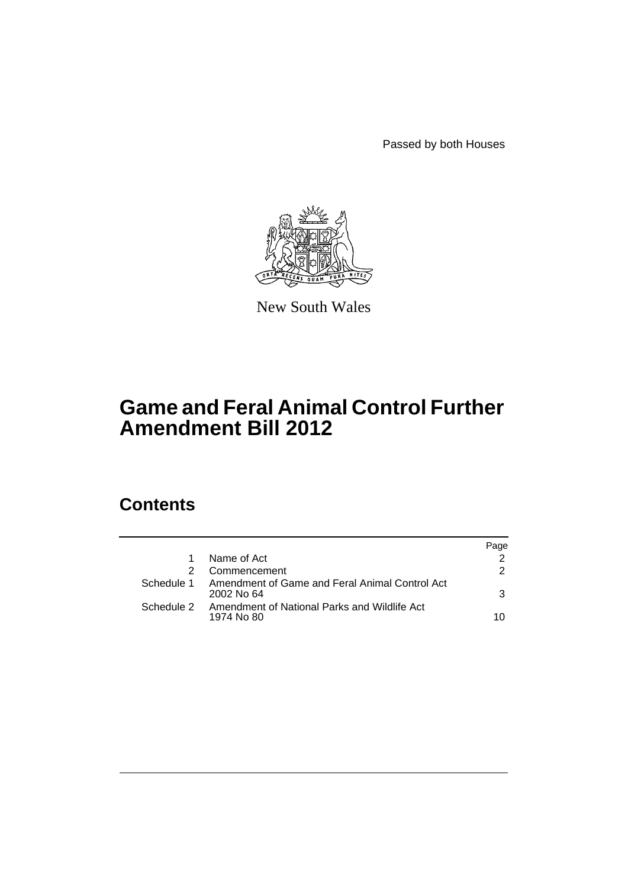Passed by both Houses

New South Wales

# Game and Feral Animal Control Further Amendment Bill 2012

## Contents

| | | Page |
|---|---|---|
| 1 | Name of Act | 2 |
| 2 | Commencement | 2 |
| Schedule 1 | Amendment of Game and Feral Animal Control Act 2002 No 64 | 3 |
| Schedule 2 | Amendment of National Parks and Wildlife Act 1974 No 80 | 10 |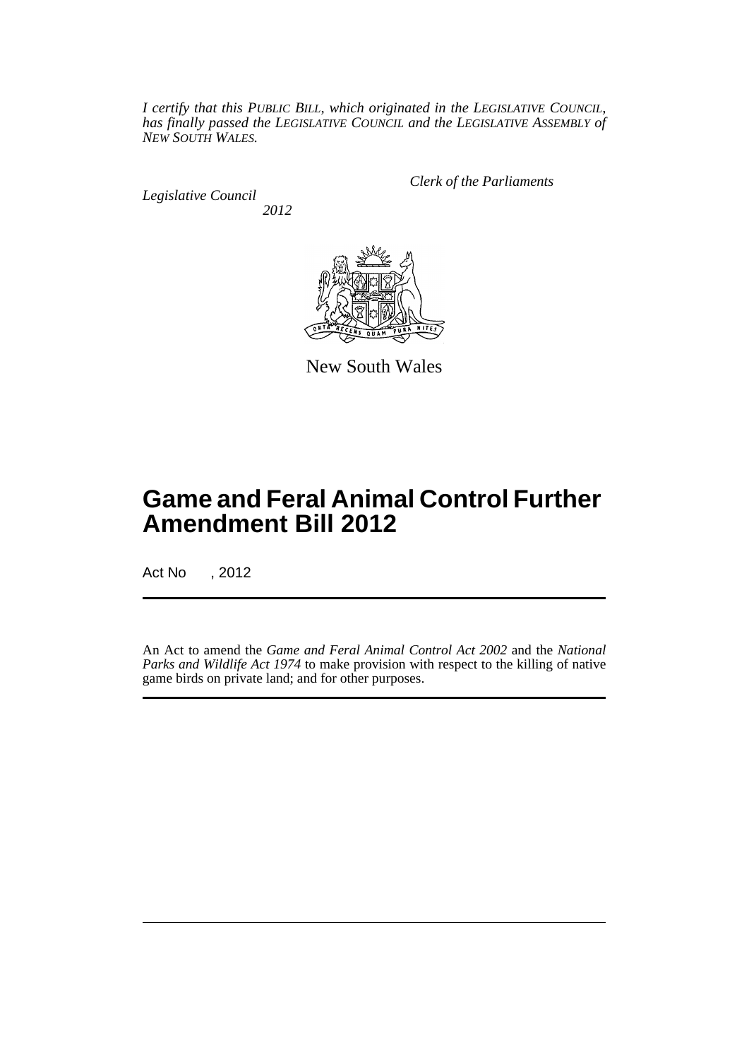*I certify that this PUBLIC BILL, which originated in the LEGISLATIVE COUNCIL, has finally passed the LEGISLATIVE COUNCIL and the LEGISLATIVE ASSEMBLY of NEW SOUTH WALES.*

*Clerk of the Parliaments*

*Legislative Council*

*2012*

New South Wales

# Game and Feral Animal Control Further Amendment Bill 2012

Act No , 2012

An Act to amend the *Game and Feral Animal Control Act 2002* and the *National Parks and Wildlife Act 1974* to make provision with respect to the killing of native game birds on private land; and for other purposes.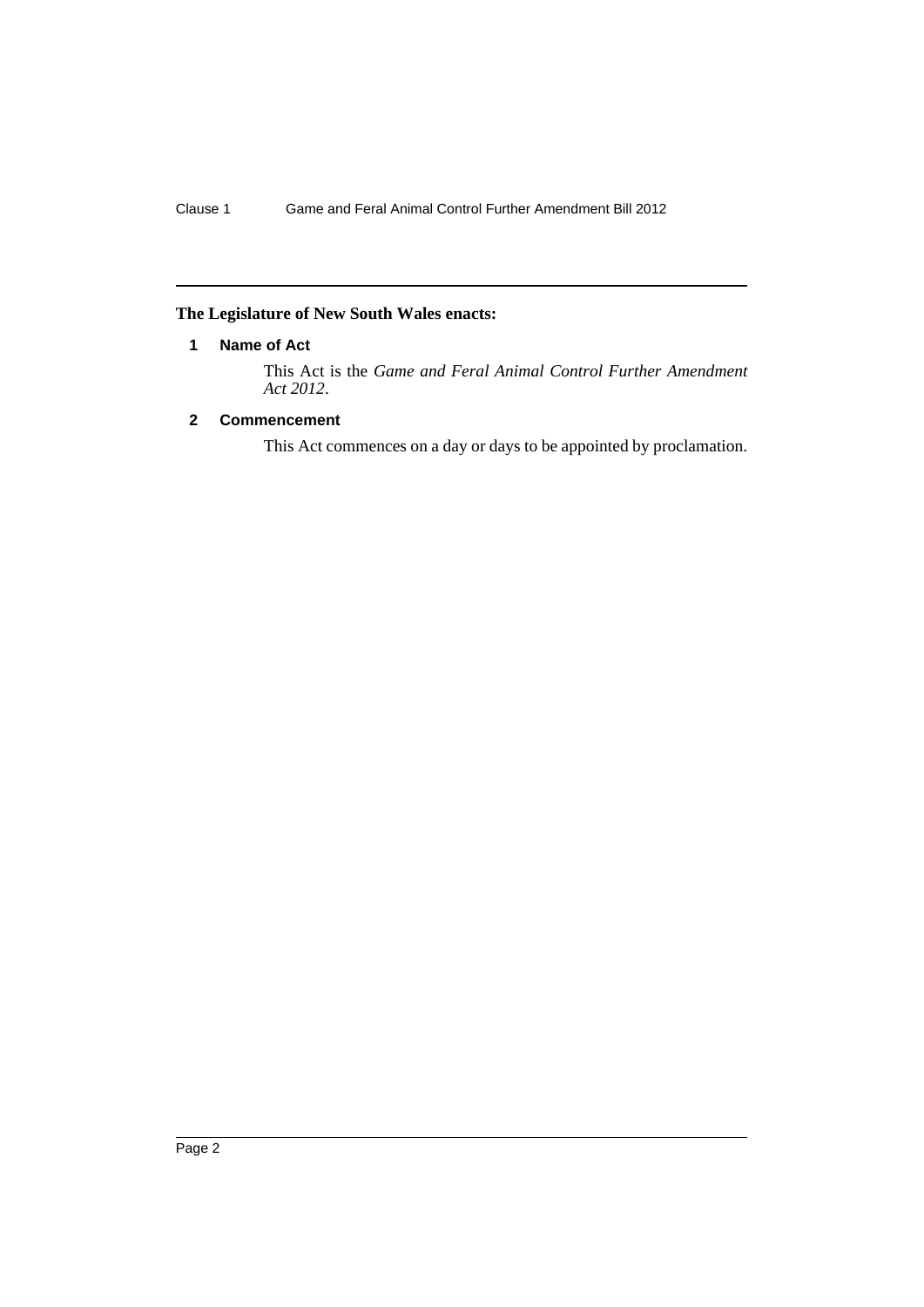**The Legislature of New South Wales enacts:**

## 1 Name of Act

This Act is the *Game and Feral Animal Control Further Amendment Act 2012*.

## 2 Commencement

This Act commences on a day or days to be appointed by proclamation.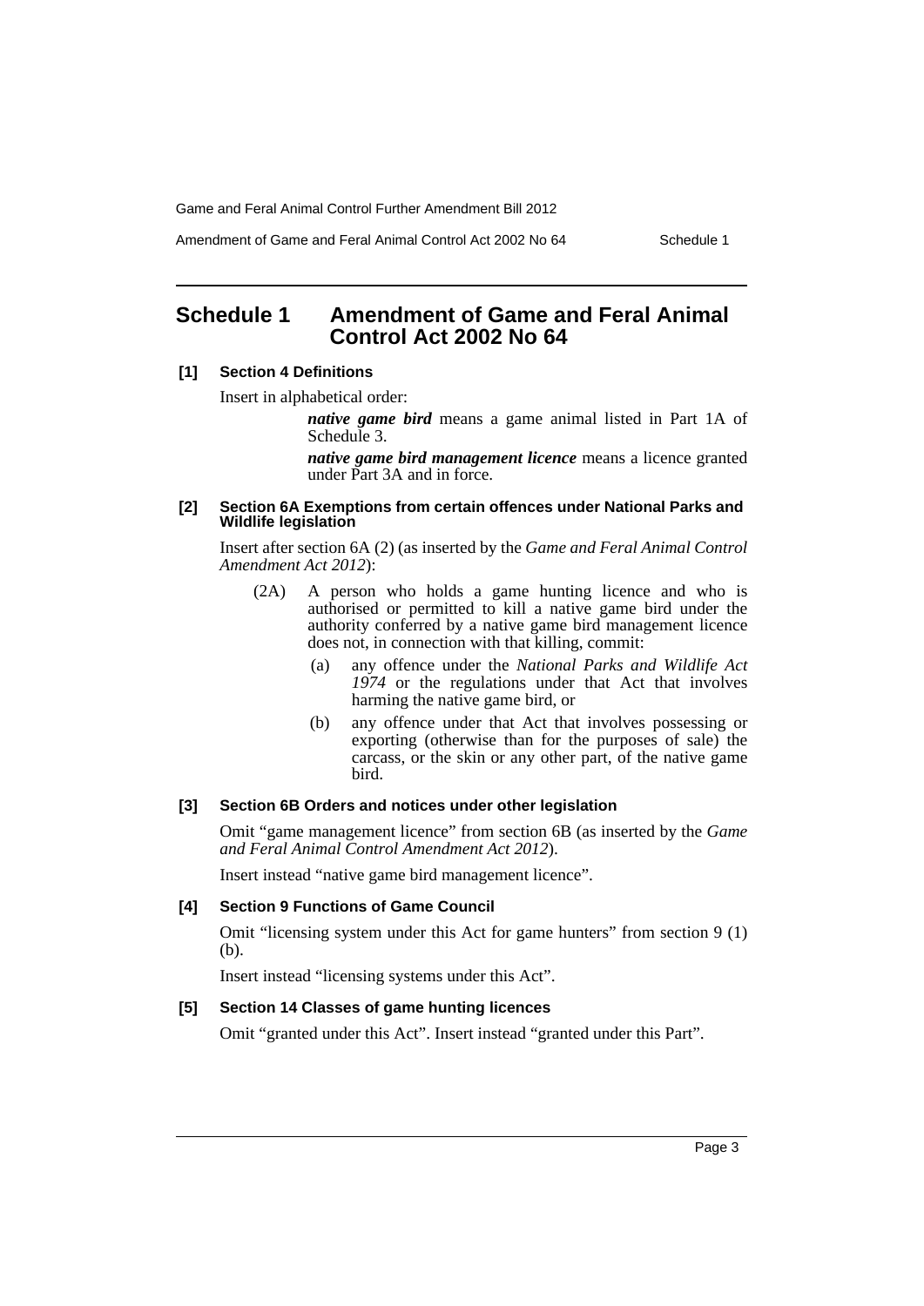# Schedule 1 Amendment of Game and Feral Animal Control Act 2002 No 64

### [1] Section 4 Definitions

Insert in alphabetical order:

> ***native game bird*** means a game animal listed in Part 1A of Schedule 3.
>
> ***native game bird management licence*** means a licence granted under Part 3A and in force.

### [2] Section 6A Exemptions from certain offences under National Parks and Wildlife legislation

Insert after section 6A (2) (as inserted by the *Game and Feral Animal Control Amendment Act 2012*):

> (2A) A person who holds a game hunting licence and who is authorised or permitted to kill a native game bird under the authority conferred by a native game bird management licence does not, in connection with that killing, commit:
>
> (a) any offence under the *National Parks and Wildlife Act 1974* or the regulations under that Act that involves harming the native game bird, or
>
> (b) any offence under that Act that involves possessing or exporting (otherwise than for the purposes of sale) the carcass, or the skin or any other part, of the native game bird.

### [3] Section 6B Orders and notices under other legislation

Omit "game management licence" from section 6B (as inserted by the *Game and Feral Animal Control Amendment Act 2012*).

Insert instead "native game bird management licence".

### [4] Section 9 Functions of Game Council

Omit "licensing system under this Act for game hunters" from section 9 (1) (b).

Insert instead "licensing systems under this Act".

### [5] Section 14 Classes of game hunting licences

Omit "granted under this Act". Insert instead "granted under this Part".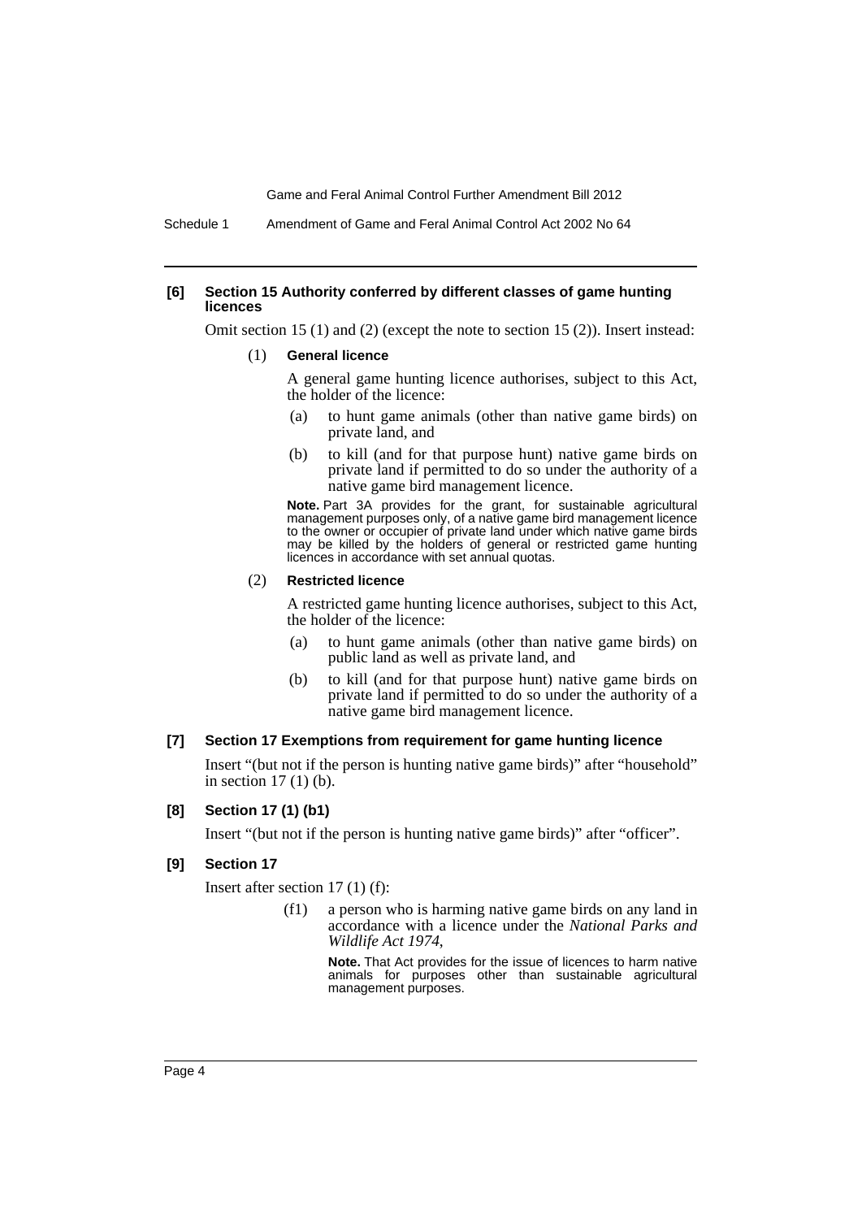**[6] Section 15 Authority conferred by different classes of game hunting licences**

Omit section 15 (1) and (2) (except the note to section 15 (2)). Insert instead:

(1) **General licence**

A general game hunting licence authorises, subject to this Act, the holder of the licence:

(a) to hunt game animals (other than native game birds) on private land, and

(b) to kill (and for that purpose hunt) native game birds on private land if permitted to do so under the authority of a native game bird management licence.

**Note.** Part 3A provides for the grant, for sustainable agricultural management purposes only, of a native game bird management licence to the owner or occupier of private land under which native game birds may be killed by the holders of general or restricted game hunting licences in accordance with set annual quotas.

(2) **Restricted licence**

A restricted game hunting licence authorises, subject to this Act, the holder of the licence:

(a) to hunt game animals (other than native game birds) on public land as well as private land, and

(b) to kill (and for that purpose hunt) native game birds on private land if permitted to do so under the authority of a native game bird management licence.

**[7] Section 17 Exemptions from requirement for game hunting licence**

Insert "(but not if the person is hunting native game birds)" after "household" in section 17 (1) (b).

**[8] Section 17 (1) (b1)**

Insert "(but not if the person is hunting native game birds)" after "officer".

**[9] Section 17**

Insert after section 17 (1) (f):

(f1) a person who is harming native game birds on any land in accordance with a licence under the *National Parks and Wildlife Act 1974*,

**Note.** That Act provides for the issue of licences to harm native animals for purposes other than sustainable agricultural management purposes.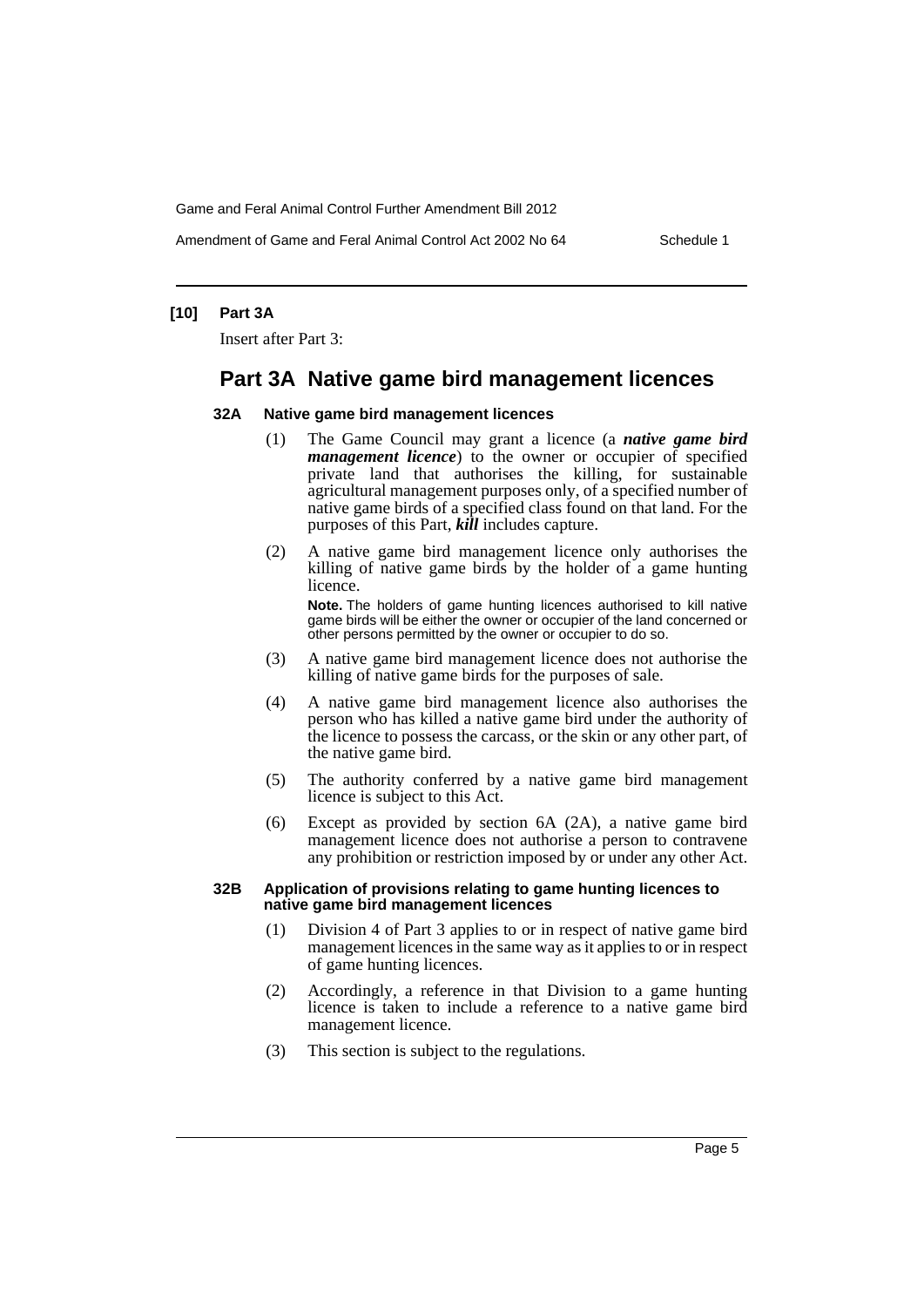**[10] Part 3A**

Insert after Part 3:

## Part 3A Native game bird management licences

### 32A Native game bird management licences

(1) The Game Council may grant a licence (a ***native game bird management licence***) to the owner or occupier of specified private land that authorises the killing, for sustainable agricultural management purposes only, of a specified number of native game birds of a specified class found on that land. For the purposes of this Part, ***kill*** includes capture.

(2) A native game bird management licence only authorises the killing of native game birds by the holder of a game hunting licence.

**Note.** The holders of game hunting licences authorised to kill native game birds will be either the owner or occupier of the land concerned or other persons permitted by the owner or occupier to do so.

(3) A native game bird management licence does not authorise the killing of native game birds for the purposes of sale.

(4) A native game bird management licence also authorises the person who has killed a native game bird under the authority of the licence to possess the carcass, or the skin or any other part, of the native game bird.

(5) The authority conferred by a native game bird management licence is subject to this Act.

(6) Except as provided by section 6A (2A), a native game bird management licence does not authorise a person to contravene any prohibition or restriction imposed by or under any other Act.

### 32B Application of provisions relating to game hunting licences to native game bird management licences

(1) Division 4 of Part 3 applies to or in respect of native game bird management licences in the same way as it applies to or in respect of game hunting licences.

(2) Accordingly, a reference in that Division to a game hunting licence is taken to include a reference to a native game bird management licence.

(3) This section is subject to the regulations.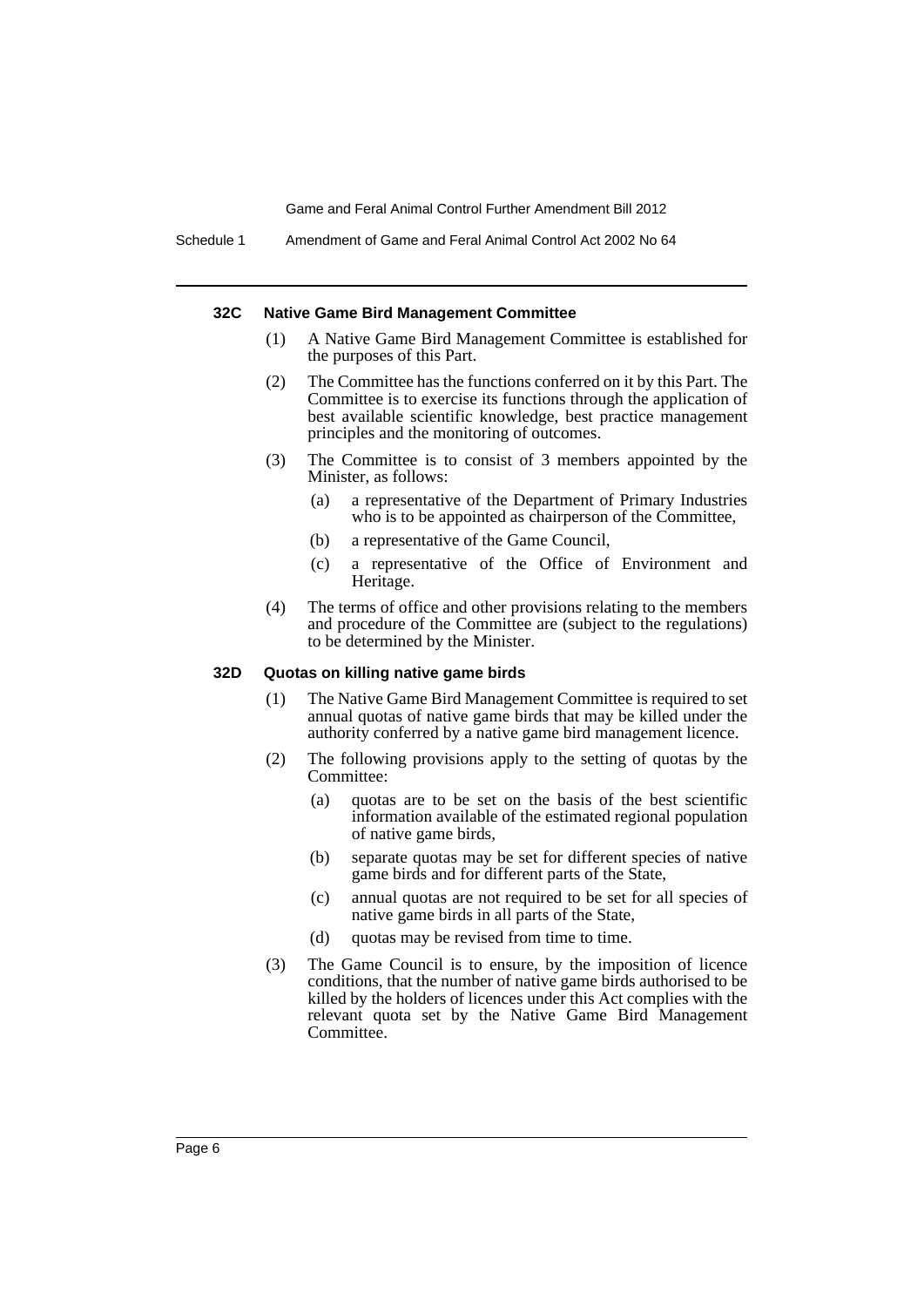#### 32C Native Game Bird Management Committee

(1) A Native Game Bird Management Committee is established for the purposes of this Part.

(2) The Committee has the functions conferred on it by this Part. The Committee is to exercise its functions through the application of best available scientific knowledge, best practice management principles and the monitoring of outcomes.

(3) The Committee is to consist of 3 members appointed by the Minister, as follows:

- (a) a representative of the Department of Primary Industries who is to be appointed as chairperson of the Committee,
- (b) a representative of the Game Council,
- (c) a representative of the Office of Environment and Heritage.

(4) The terms of office and other provisions relating to the members and procedure of the Committee are (subject to the regulations) to be determined by the Minister.

#### 32D Quotas on killing native game birds

(1) The Native Game Bird Management Committee is required to set annual quotas of native game birds that may be killed under the authority conferred by a native game bird management licence.

(2) The following provisions apply to the setting of quotas by the Committee:

- (a) quotas are to be set on the basis of the best scientific information available of the estimated regional population of native game birds,
- (b) separate quotas may be set for different species of native game birds and for different parts of the State,
- (c) annual quotas are not required to be set for all species of native game birds in all parts of the State,
- (d) quotas may be revised from time to time.

(3) The Game Council is to ensure, by the imposition of licence conditions, that the number of native game birds authorised to be killed by the holders of licences under this Act complies with the relevant quota set by the Native Game Bird Management Committee.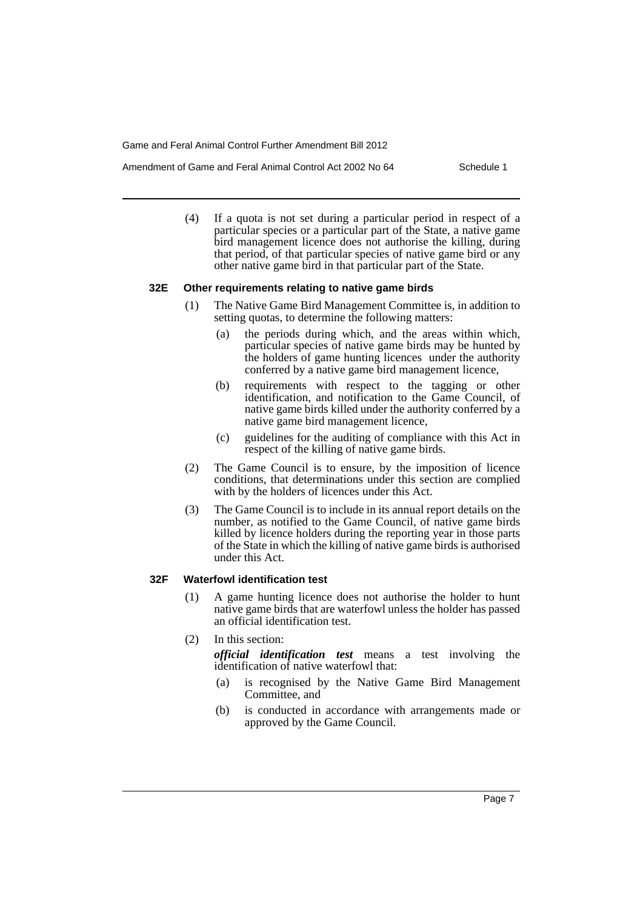(4) If a quota is not set during a particular period in respect of a particular species or a particular part of the State, a native game bird management licence does not authorise the killing, during that period, of that particular species of native game bird or any other native game bird in that particular part of the State.

### 32E Other requirements relating to native game birds

(1) The Native Game Bird Management Committee is, in addition to setting quotas, to determine the following matters:

- (a) the periods during which, and the areas within which, particular species of native game birds may be hunted by the holders of game hunting licences under the authority conferred by a native game bird management licence,
- (b) requirements with respect to the tagging or other identification, and notification to the Game Council, of native game birds killed under the authority conferred by a native game bird management licence,
- (c) guidelines for the auditing of compliance with this Act in respect of the killing of native game birds.

(2) The Game Council is to ensure, by the imposition of licence conditions, that determinations under this section are complied with by the holders of licences under this Act.

(3) The Game Council is to include in its annual report details on the number, as notified to the Game Council, of native game birds killed by licence holders during the reporting year in those parts of the State in which the killing of native game birds is authorised under this Act.

### 32F Waterfowl identification test

(1) A game hunting licence does not authorise the holder to hunt native game birds that are waterfowl unless the holder has passed an official identification test.

(2) In this section:

***official identification test*** means a test involving the identification of native waterfowl that:

- (a) is recognised by the Native Game Bird Management Committee, and
- (b) is conducted in accordance with arrangements made or approved by the Game Council.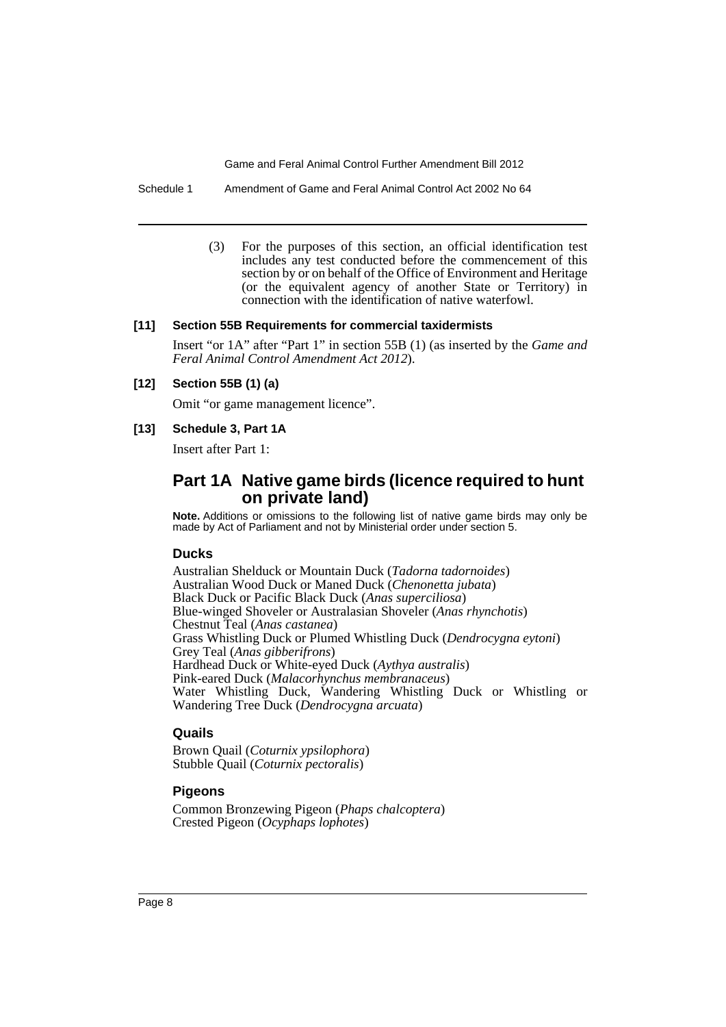(3) For the purposes of this section, an official identification test includes any test conducted before the commencement of this section by or on behalf of the Office of Environment and Heritage (or the equivalent agency of another State or Territory) in connection with the identification of native waterfowl.

**[11] Section 55B Requirements for commercial taxidermists**

Insert "or 1A" after "Part 1" in section 55B (1) (as inserted by the *Game and Feral Animal Control Amendment Act 2012*).

**[12] Section 55B (1) (a)**

Omit "or game management licence".

**[13] Schedule 3, Part 1A**

Insert after Part 1:

## Part 1A Native game birds (licence required to hunt on private land)

**Note.** Additions or omissions to the following list of native game birds may only be made by Act of Parliament and not by Ministerial order under section 5.

### Ducks

Australian Shelduck or Mountain Duck (*Tadorna tadornoides*)
Australian Wood Duck or Maned Duck (*Chenonetta jubata*)
Black Duck or Pacific Black Duck (*Anas superciliosa*)
Blue-winged Shoveler or Australasian Shoveler (*Anas rhynchotis*)
Chestnut Teal (*Anas castanea*)
Grass Whistling Duck or Plumed Whistling Duck (*Dendrocygna eytoni*)
Grey Teal (*Anas gibberifrons*)
Hardhead Duck or White-eyed Duck (*Aythya australis*)
Pink-eared Duck (*Malacorhynchus membranaceus*)
Water Whistling Duck, Wandering Whistling Duck or Whistling or Wandering Tree Duck (*Dendrocygna arcuata*)

### Quails

Brown Quail (*Coturnix ypsilophora*)
Stubble Quail (*Coturnix pectoralis*)

### Pigeons

Common Bronzewing Pigeon (*Phaps chalcoptera*)
Crested Pigeon (*Ocyphaps lophotes*)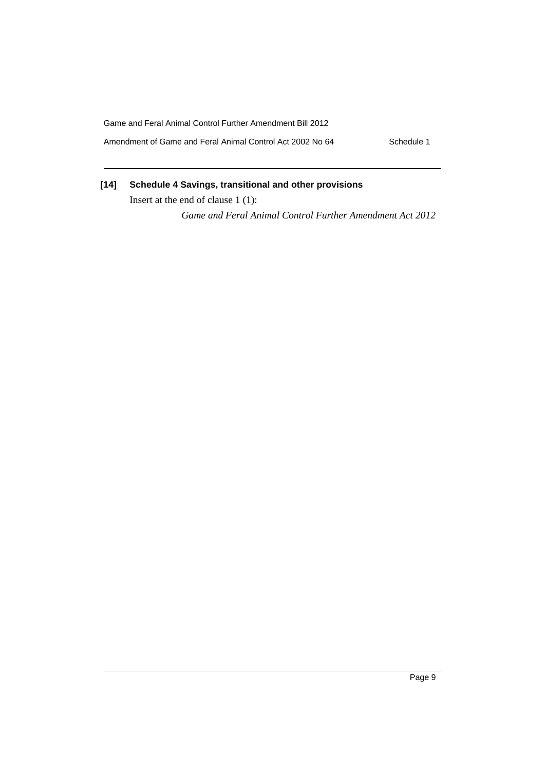**[14] Schedule 4 Savings, transitional and other provisions**

Insert at the end of clause 1 (1):

*Game and Feral Animal Control Further Amendment Act 2012*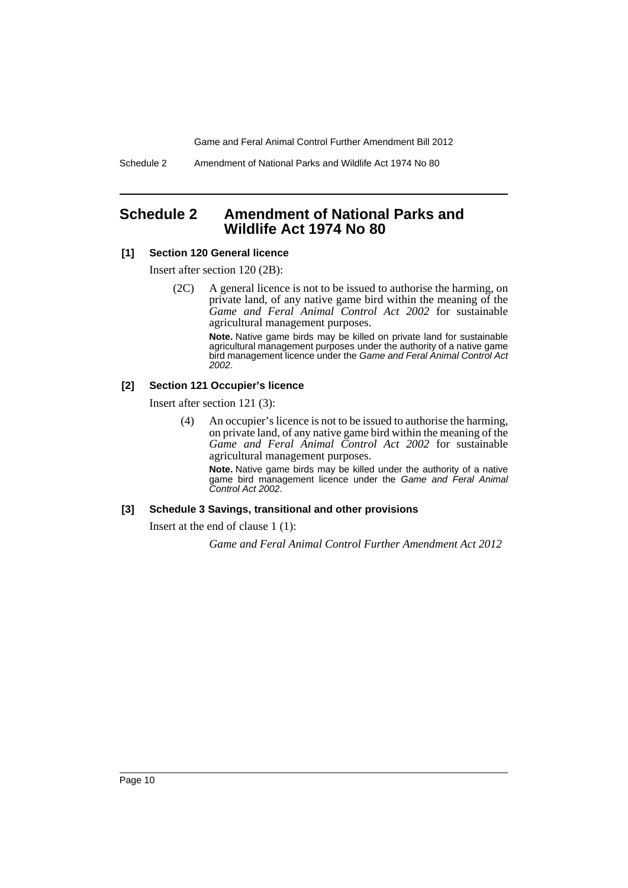# Schedule 2 Amendment of National Parks and Wildlife Act 1974 No 80

### [1] Section 120 General licence

Insert after section 120 (2B):

(2C) A general licence is not to be issued to authorise the harming, on private land, of any native game bird within the meaning of the *Game and Feral Animal Control Act 2002* for sustainable agricultural management purposes.

**Note.** Native game birds may be killed on private land for sustainable agricultural management purposes under the authority of a native game bird management licence under the *Game and Feral Animal Control Act 2002*.

### [2] Section 121 Occupier's licence

Insert after section 121 (3):

(4) An occupier's licence is not to be issued to authorise the harming, on private land, of any native game bird within the meaning of the *Game and Feral Animal Control Act 2002* for sustainable agricultural management purposes.

**Note.** Native game birds may be killed under the authority of a native game bird management licence under the *Game and Feral Animal Control Act 2002*.

### [3] Schedule 3 Savings, transitional and other provisions

Insert at the end of clause 1 (1):

*Game and Feral Animal Control Further Amendment Act 2012*